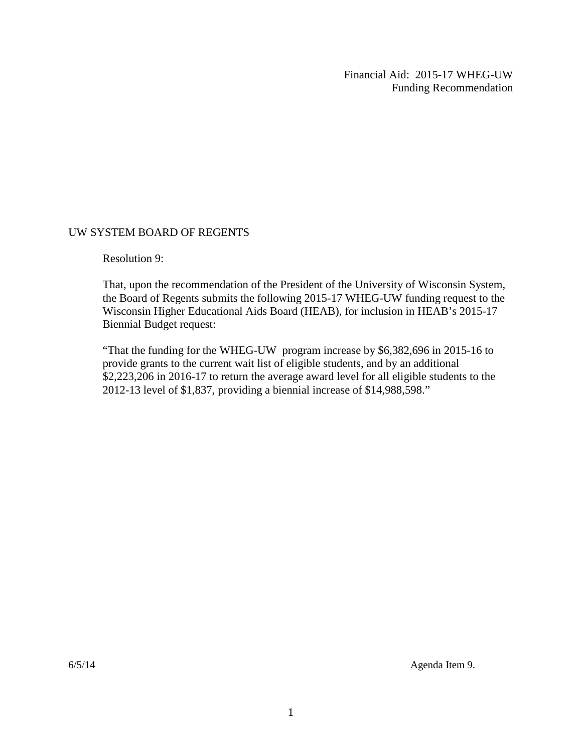Financial Aid: 2015-17 WHEG-UW
Funding Recommendation

UW SYSTEM BOARD OF REGENTS

Resolution 9:

That, upon the recommendation of the President of the University of Wisconsin System, the Board of Regents submits the following 2015-17 WHEG-UW funding request to the Wisconsin Higher Educational Aids Board (HEAB), for inclusion in HEAB's 2015-17 Biennial Budget request:

"That the funding for the WHEG-UW program increase by $6,382,696 in 2015-16 to provide grants to the current wait list of eligible students, and by an additional $2,223,206 in 2016-17 to return the average award level for all eligible students to the 2012-13 level of $1,837, providing a biennial increase of $14,988,598."

6/5/14 Agenda Item 9.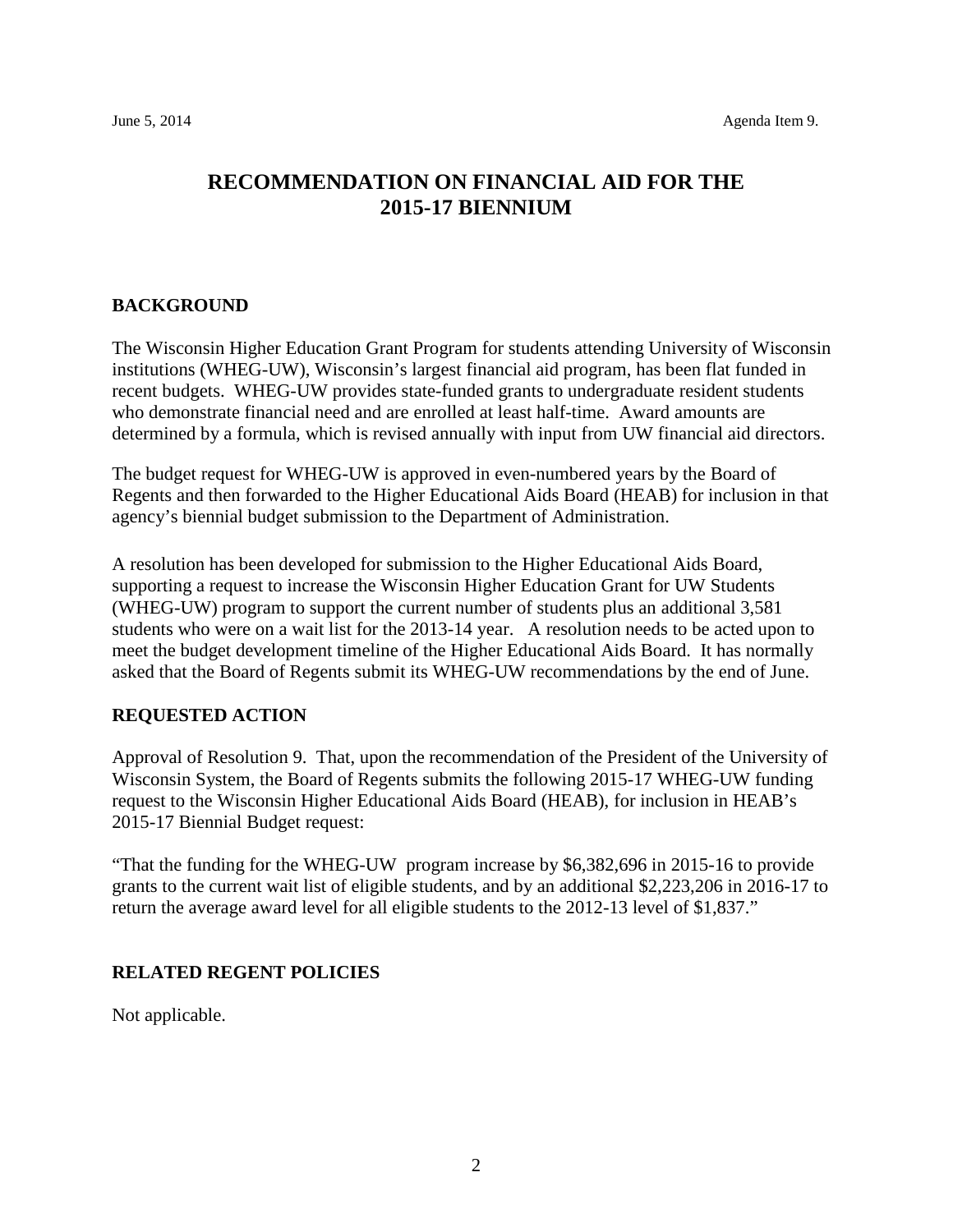June 5, 2014 Agenda Item 9.

# RECOMMENDATION ON FINANCIAL AID FOR THE 2015-17 BIENNIUM

## BACKGROUND

The Wisconsin Higher Education Grant Program for students attending University of Wisconsin institutions (WHEG-UW), Wisconsin's largest financial aid program, has been flat funded in recent budgets. WHEG-UW provides state-funded grants to undergraduate resident students who demonstrate financial need and are enrolled at least half-time. Award amounts are determined by a formula, which is revised annually with input from UW financial aid directors.

The budget request for WHEG-UW is approved in even-numbered years by the Board of Regents and then forwarded to the Higher Educational Aids Board (HEAB) for inclusion in that agency's biennial budget submission to the Department of Administration.

A resolution has been developed for submission to the Higher Educational Aids Board, supporting a request to increase the Wisconsin Higher Education Grant for UW Students (WHEG-UW) program to support the current number of students plus an additional 3,581 students who were on a wait list for the 2013-14 year. A resolution needs to be acted upon to meet the budget development timeline of the Higher Educational Aids Board. It has normally asked that the Board of Regents submit its WHEG-UW recommendations by the end of June.

## REQUESTED ACTION

Approval of Resolution 9. That, upon the recommendation of the President of the University of Wisconsin System, the Board of Regents submits the following 2015-17 WHEG-UW funding request to the Wisconsin Higher Educational Aids Board (HEAB), for inclusion in HEAB's 2015-17 Biennial Budget request:

"That the funding for the WHEG-UW program increase by $6,382,696 in 2015-16 to provide grants to the current wait list of eligible students, and by an additional $2,223,206 in 2016-17 to return the average award level for all eligible students to the 2012-13 level of $1,837."

## RELATED REGENT POLICIES

Not applicable.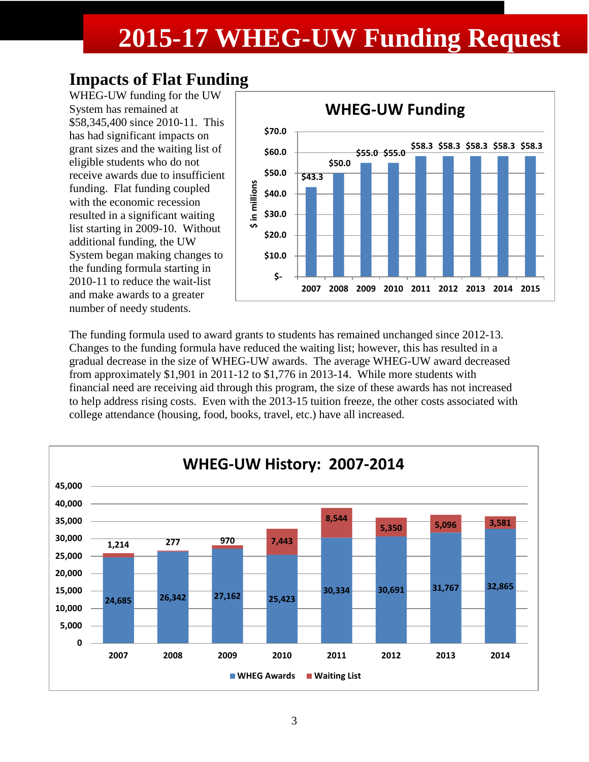# 2015-17 WHEG-UW Funding Request

## Impacts of Flat Funding

WHEG-UW funding for the UW System has remained at $58,345,400 since 2010-11. This has had significant impacts on grant sizes and the waiting list of eligible students who do not receive awards due to insufficient funding. Flat funding coupled with the economic recession resulted in a significant waiting list starting in 2009-10. Without additional funding, the UW System began making changes to the funding formula starting in 2010-11 to reduce the wait-list and make awards to a greater number of needy students.

**WHEG-UW Funding** ($ in millions)

| Year | Funding |
|---|---|
| 2007 | $43.3 |
| 2008 | $50.0 |
| 2009 | $55.0 |
| 2010 | $55.0 |
| 2011 | $58.3 |
| 2012 | $58.3 |
| 2013 | $58.3 |
| 2014 | $58.3 |
| 2015 | $58.3 |

The funding formula used to award grants to students has remained unchanged since 2012-13. Changes to the funding formula have reduced the waiting list; however, this has resulted in a gradual decrease in the size of WHEG-UW awards. The average WHEG-UW award decreased from approximately $1,901 in 2011-12 to $1,776 in 2013-14. While more students with financial need are receiving aid through this program, the size of these awards has not increased to help address rising costs. Even with the 2013-15 tuition freeze, the other costs associated with college attendance (housing, food, books, travel, etc.) have all increased.

**WHEG-UW History: 2007-2014**

| Year | WHEG Awards | Waiting List |
|---|---|---|
| 2007 | 24,685 | 1,214 |
| 2008 | 26,342 | 277 |
| 2009 | 27,162 | 970 |
| 2010 | 25,423 | 7,443 |
| 2011 | 30,334 | 8,544 |
| 2012 | 30,691 | 5,350 |
| 2013 | 31,767 | 5,096 |
| 2014 | 32,865 | 3,581 |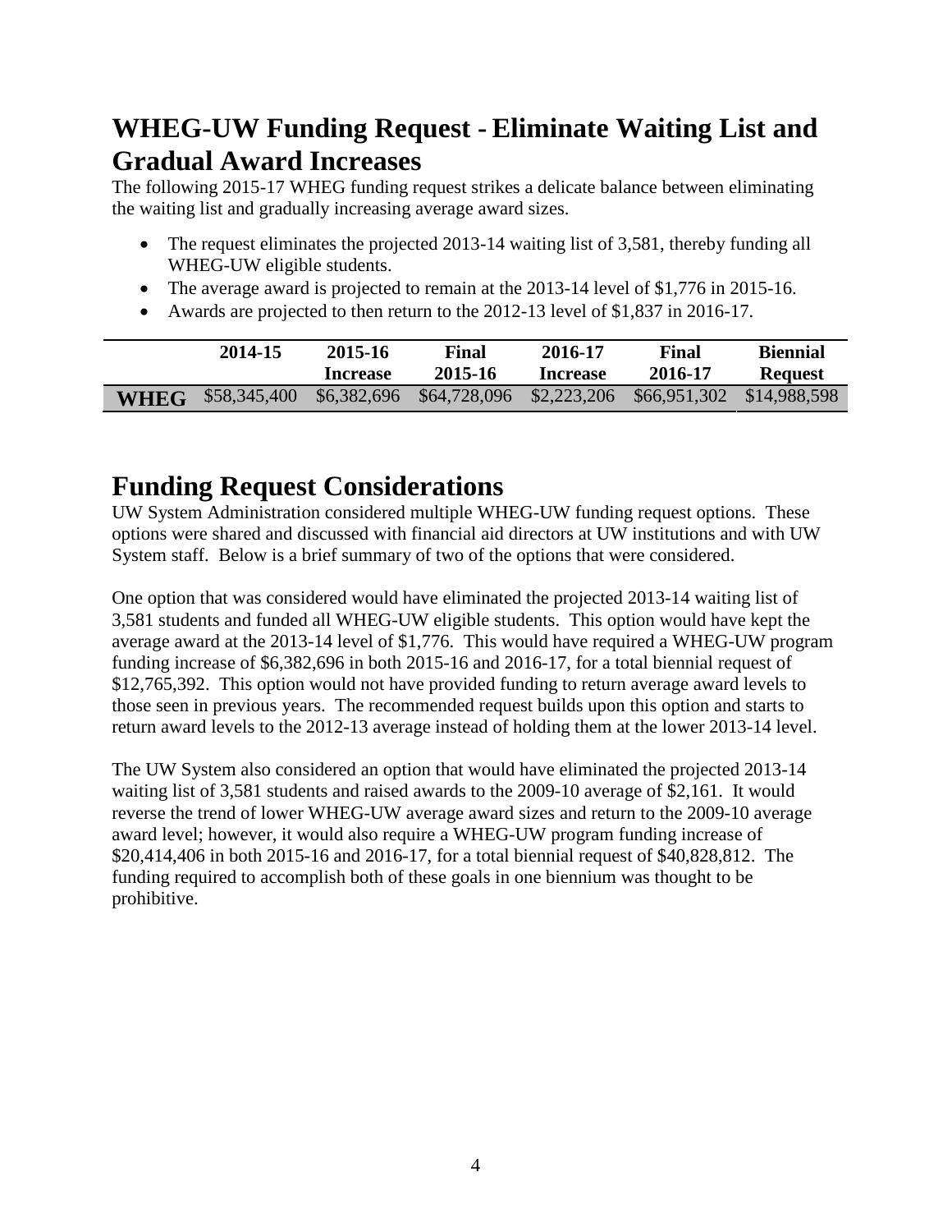## WHEG-UW Funding Request - Eliminate Waiting List and Gradual Award Increases

The following 2015-17 WHEG funding request strikes a delicate balance between eliminating the waiting list and gradually increasing average award sizes.

- The request eliminates the projected 2013-14 waiting list of 3,581, thereby funding all WHEG-UW eligible students.
- The average award is projected to remain at the 2013-14 level of $1,776 in 2015-16.
- Awards are projected to then return to the 2012-13 level of $1,837 in 2016-17.

| | 2014-15 | 2015-16 Increase | Final 2015-16 | 2016-17 Increase | Final 2016-17 | Biennial Request |
|---|---|---|---|---|---|---|
| **WHEG** | $58,345,400 | $6,382,696 | $64,728,096 | $2,223,206 | $66,951,302 | $14,988,598 |

## Funding Request Considerations

UW System Administration considered multiple WHEG-UW funding request options. These options were shared and discussed with financial aid directors at UW institutions and with UW System staff. Below is a brief summary of two of the options that were considered.

One option that was considered would have eliminated the projected 2013-14 waiting list of 3,581 students and funded all WHEG-UW eligible students. This option would have kept the average award at the 2013-14 level of $1,776. This would have required a WHEG-UW program funding increase of $6,382,696 in both 2015-16 and 2016-17, for a total biennial request of $12,765,392. This option would not have provided funding to return average award levels to those seen in previous years. The recommended request builds upon this option and starts to return award levels to the 2012-13 average instead of holding them at the lower 2013-14 level.

The UW System also considered an option that would have eliminated the projected 2013-14 waiting list of 3,581 students and raised awards to the 2009-10 average of $2,161. It would reverse the trend of lower WHEG-UW average award sizes and return to the 2009-10 average award level; however, it would also require a WHEG-UW program funding increase of $20,414,406 in both 2015-16 and 2016-17, for a total biennial request of $40,828,812. The funding required to accomplish both of these goals in one biennium was thought to be prohibitive.